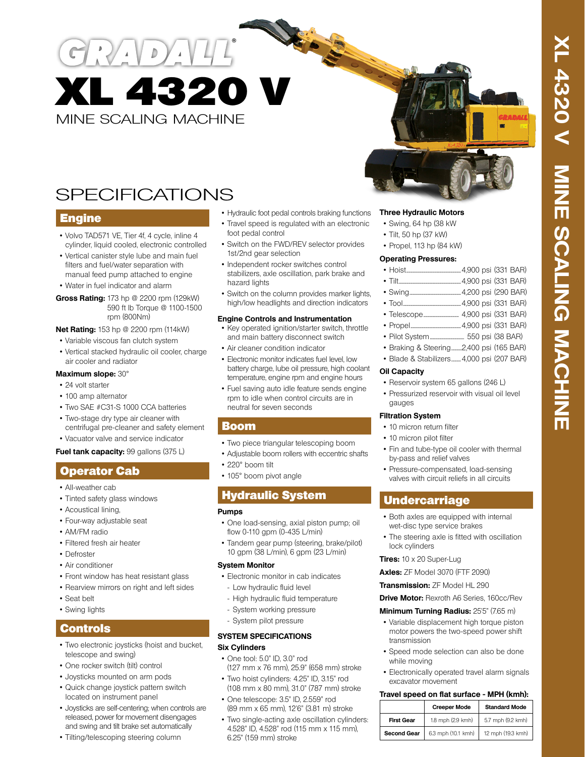# GRADALL®

# XL 4320 V

MINE SCALING MACHINE

## SPECIFICATIONS

### Engine

- Volvo TAD571 VE, Tier 4f, 4 cycle, inline 4 cylinder, liquid cooled, electronic controlled
- Vertical canister style lube and main fuel filters and fuel/water separation with manual feed pump attached to engine
- Water in fuel indicator and alarm

**Gross Rating:** 173 hp @ 2200 rpm (129kW) 590 ft lb Torque @ 1100-1500 rpm (800Nm)

**Net Rating:** 153 hp @ 2200 rpm (114kW)

- Variable viscous fan clutch system
- Vertical stacked hydraulic oil cooler, charge air cooler and radiator

**Maximum slope:** 30°

- 24 volt starter
- 100 amp alternator
- Two SAE #C31-S 1000 CCA batteries
- Two-stage dry type air cleaner with centrifugal pre-cleaner and safety element
- Vacuator valve and service indicator

**Fuel tank capacity:** 99 gallons (375 L)

### Operator Cab

- All-weather cab
- Tinted safety glass windows
- Acoustical lining,
- Four-way adjustable seat
- AM/FM radio
- Filtered fresh air heater
- Defroster
- Air conditioner
- Front window has heat resistant glass
- Rearview mirrors on right and left sides
- Seat belt
- Swing lights

### Controls

- Two electronic joysticks (hoist and bucket, telescope and swing)
- One rocker switch (tilt) control
- Joysticks mounted on arm pods
- Quick change joystick pattern switch located on instrument panel
- Joysticks are self-centering; when controls are released, power for movement disengages and swing and tilt brake set automatically
- Tilting/telescoping steering column
- Hydraulic foot pedal controls braking functions
- Travel speed is regulated with an electronic foot pedal control
- Switch on the FWD/REV selector provides 1st/2nd gear selection
- Independent rocker switches control stabilizers, axle oscillation, park brake and hazard lights
- Switch on the column provides marker lights, high/low headlights and direction indicators

**Engine Controls and Instrumentation**

- Key operated ignition/starter switch, throttle and main battery disconnect switch
- Air cleaner condition indicator
- Electronic monitor indicates fuel level, low battery charge, lube oil pressure, high coolant temperature, engine rpm and engine hours
- Fuel saving auto idle feature sends engine rpm to idle when control circuits are in neutral for seven seconds

### Boom

- Two piece triangular telescoping boom
- Adjustable boom rollers with eccentric shafts
- 220° boom tilt
- 105° boom pivot angle

### Hydraulic System

**Pumps**

- One load-sensing, axial piston pump; oil flow 0-110 gpm (0-435 L/min)
- Tandem gear pump (steering, brake/pilot) 10 gpm (38 L/min), 6 gpm (23 L/min)

**System Monitor**

- Electronic monitor in cab indicates
  - Low hydraulic fluid level
  - High hydraulic fluid temperature
  - System working pressure
  - System pilot pressure

**SYSTEM SPECIFICATIONS**

**Six Cylinders**

- One tool: 5.0" ID, 3.0" rod (127 mm x 76 mm), 25.9" (658 mm) stroke
- Two hoist cylinders: 4.25" ID, 3.15" rod (108 mm x 80 mm), 31.0" (787 mm) stroke
- One telescope: 3.5" ID, 2.559" rod (89 mm x 65 mm), 12'6" (3.81 m) stroke
- Two single-acting axle oscillation cylinders: 4.528" ID, 4.528" rod (115 mm x 115 mm), 6.25" (159 mm) stroke

**Three Hydraulic Motors**

- Swing, 64 hp (38 kW
- Tilt, 50 hp (37 kW)
- Propel, 113 hp (84 kW)

**Operating Pressures:**

- Hoist ........ 4,900 psi (331 BAR)
- Tilt ........ 4,900 psi (331 BAR)
- Swing ........ 4,200 psi (290 BAR)
- Tool ........ 4,900 psi (331 BAR)
- Telescope ........ 4,900 psi (331 BAR)
- Propel ........ 4,900 psi (331 BAR)
- Pilot System ........ 550 psi (38 BAR)
- Braking & Steering ........ 2,400 psi (165 BAR)
- Blade & Stabilizers ........ 4,000 psi (207 BAR)

**Oil Capacity**

- Reservoir system 65 gallons (246 L)
- Pressurized reservoir with visual oil level gauges

**Filtration System**

- 10 micron return filter
- 10 micron pilot filter
- Fin and tube-type oil cooler with thermal by-pass and relief valves
- Pressure-compensated, load-sensing valves with circuit reliefs in all circuits

### Undercarriage

- Both axles are equipped with internal wet-disc type service brakes
- The steering axle is fitted with oscillation lock cylinders

**Tires:** 10 x 20 Super-Lug

**Axles:** ZF Model 3070 (FTF 2090)

**Transmission:** ZF Model HL 290

**Drive Motor:** Rexroth A6 Series, 160cc/Rev

**Minimum Turning Radius:** 25'5" (7.65 m)

- Variable displacement high torque piston motor powers the two-speed power shift transmission
- Speed mode selection can also be done while moving
- Electronically operated travel alarm signals excavator movement

**Travel speed on flat surface - MPH (kmh):**

| | Creeper Mode | Standard Mode |
|---|---|---|
| First Gear | 1.8 mph (2.9 kmh) | 5.7 mph (9.2 kmh) |
| Second Gear | 6.3 mph (10.1 kmh) | 12 mph (19.3 kmh) |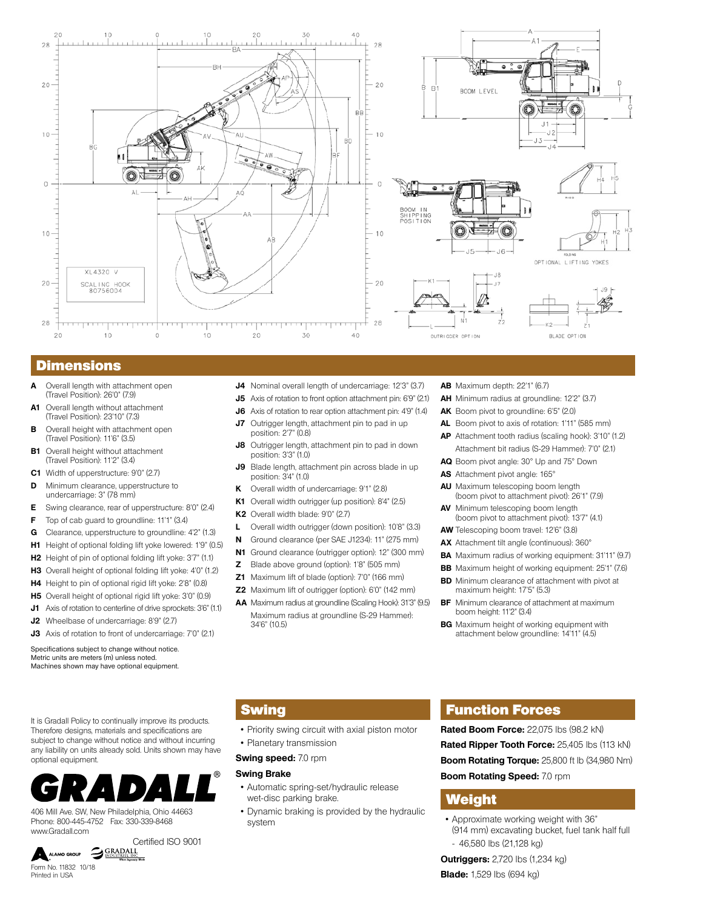20 10 0 10 20 30 40
28 28
20 20
10 10
0 0
10 10
20 20
28 28
20 10 0 10 20 30 40

BA
BH
AP
AS
BB
BD
BF
BG
AV
AU
AW
AK
AL
AH
AQ
AA
AB

XL4320 V
SCALING HOOK
80756004

A
A1
E
B
B1
BOOM LEVEL
D
G
J1
J2
J3
J4

BOOM IN SHIPPING POSITION
J5
J6

H4
H5
RIGID
H2
H3
H1
FOLDING
OPTIONAL LIFTING YOKES

K1
J8
J7
L
N1
Z2
OUTRIGGER OPTION

J9
Z
K2
Z1
BLADE OPTION

## Dimensions

- **A** Overall length with attachment open (Travel Position): 26'0" (7.9)
- **A1** Overall length without attachment (Travel Position): 23'10" (7.3)
- **B** Overall height with attachment open (Travel Position): 11'6" (3.5)
- **B1** Overall height without attachment (Travel Position): 11'2" (3.4)
- **C1** Width of upperstructure: 9'0" (2.7)
- **D** Minimum clearance, upperstructure to undercarriage: 3" (78 mm)
- **E** Swing clearance, rear of upperstructure: 8'0" (2.4)
- **F** Top of cab guard to groundline: 11'1" (3.4)
- **G** Clearance, upperstructure to groundline: 4'2" (1.3)
- **H1** Height of optional folding lift yoke lowered: 1'9" (0.5)
- **H2** Height of pin of optional folding lift yoke: 3'7" (1.1)
- **H3** Overall height of optional folding lift yoke: 4'0" (1.2)
- **H4** Height to pin of optional rigid lift yoke: 2'8" (0.8)
- **H5** Overall height of optional rigid lift yoke: 3'0" (0.9)
- **J1** Axis of rotation to centerline of drive sprockets: 3'6" (1.1)
- **J2** Wheelbase of undercarriage: 8'9" (2.7)
- **J3** Axis of rotation to front of undercarriage: 7'0" (2.1)
- **J4** Nominal overall length of undercarriage: 12'3" (3.7)
- **J5** Axis of rotation to front option attachment pin: 6'9" (2.1)
- **J6** Axis of rotation to rear option attachment pin: 4'9" (1.4)
- **J7** Outrigger length, attachment pin to pad in up position: 2'7" (0.8)
- **J8** Outrigger length, attachment pin to pad in down position: 3'3" (1.0)
- **J9** Blade length, attachment pin across blade in up position: 3'4" (1.0)
- **K** Overall width of undercarriage: 9'1" (2.8)
- **K1** Overall width outrigger (up position): 8'4" (2.5)
- **K2** Overall width blade: 9'0" (2.7)
- **L** Overall width outrigger (down position): 10'8" (3.3)
- **N** Ground clearance (per SAE J1234): 11" (275 mm)
- **N1** Ground clearance (outrigger option): 12" (300 mm)
- **Z** Blade above ground (option): 1'8" (505 mm)
- **Z1** Maximum lift of blade (option): 7'0" (166 mm)
- **Z2** Maximum lift of outrigger (option): 6'0" (142 mm)
- **AA** Maximum radius at groundline (Scaling Hook): 31'3" (9.5)
  Maximum radius at groundline (S-29 Hammer): 34'6" (10.5)
- **AB** Maximum depth: 22'1" (6.7)
- **AH** Minimum radius at groundline: 12'2" (3.7)
- **AK** Boom pivot to groundline: 6'5" (2.0)
- **AL** Boom pivot to axis of rotation: 1'11" (585 mm)
- **AP** Attachment tooth radius (scaling hook): 3'10" (1.2)
  Attachment bit radius (S-29 Hammer): 7'0" (2.1)
- **AQ** Boom pivot angle: 30° Up and 75° Down
- **AS** Attachment pivot angle: 165°
- **AU** Maximum telescoping boom length (boom pivot to attachment pivot): 26'1" (7.9)
- **AV** Minimum telescoping boom length (boom pivot to attachment pivot): 13'7" (4.1)
- **AW** Telescoping boom travel: 12'6" (3.8)
- **AX** Attachment tilt angle (continuous): 360°
- **BA** Maximum radius of working equipment: 31'11" (9.7)
- **BB** Maximum height of working equipment: 25'1" (7.6)
- **BD** Minimum clearance of attachment with pivot at maximum height: 17'5" (5.3)
- **BF** Minimum clearance of attachment at maximum boom height: 11'2" (3.4)
- **BG** Maximum height of working equipment with attachment below groundline: 14'11" (4.5)

Specifications subject to change without notice.
Metric units are meters (m) unless noted.
Machines shown may have optional equipment.

It is Gradall Policy to continually improve its products. Therefore designs, materials and specifications are subject to change without notice and without incurring any liability on units already sold. Units shown may have optional equipment.

GRADALL®

406 Mill Ave. SW, New Philadelphia, Ohio 44663
Phone: 800-445-4752 Fax: 330-339-8468
www.Gradall.com

Certified ISO 9001

ALAMO GROUP
GRADALL INDUSTRIES, INC.

Form No. 11832 10/18
Printed in USA

## Swing

- Priority swing circuit with axial piston motor
- Planetary transmission

**Swing speed:** 7.0 rpm

**Swing Brake**

- Automatic spring-set/hydraulic release wet-disc parking brake.
- Dynamic braking is provided by the hydraulic system

## Function Forces

**Rated Boom Force:** 22,075 lbs (98.2 kN)

**Rated Ripper Tooth Force:** 25,405 lbs (113 kN)

**Boom Rotating Torque:** 25,800 ft lb (34,980 Nm)

**Boom Rotating Speed:** 7.0 rpm

## Weight

- Approximate working weight with 36" (914 mm) excavating bucket, fuel tank half full
  - 46,580 lbs (21,128 kg)

**Outriggers:** 2,720 lbs (1,234 kg)

**Blade:** 1,529 lbs (694 kg)